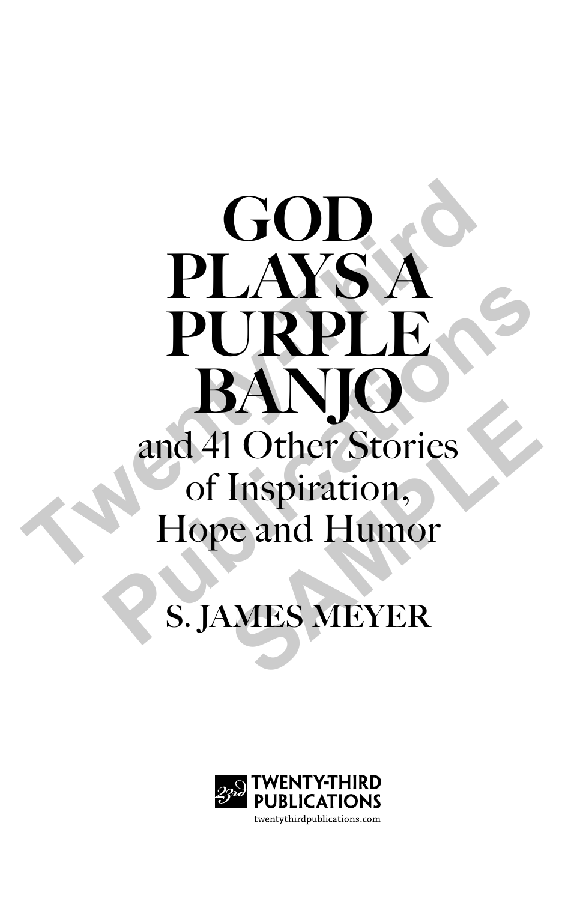# GOD PLAYS A PURPLE BANJO

## and 41 Other Stories of Inspiration, Hope and Humor

**S. JAMES MEYER**

TWENTY-THIRD PUBLICATIONS

twentythirdpublications.com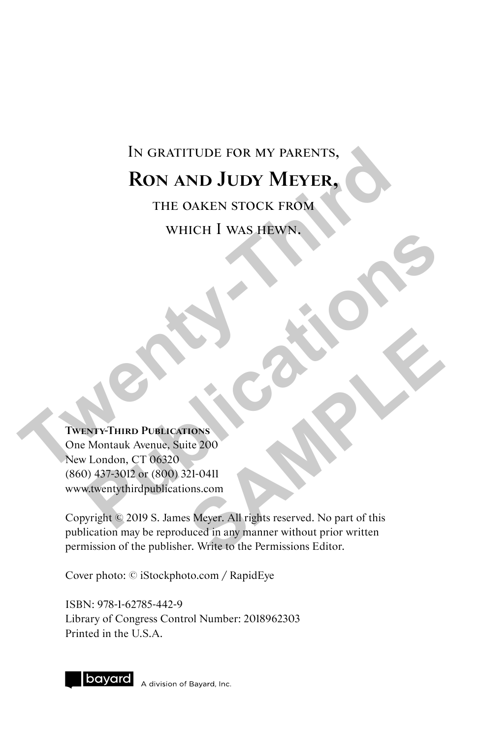In gratitude for my parents,

**Ron and Judy Meyer,**

the oaken stock from

which I was hewn.

**Twenty-Third Publications**
One Montauk Avenue, Suite 200
New London, CT 06320
(860) 437-3012 or (800) 321-0411
www.twentythirdpublications.com

Copyright © 2019 S. James Meyer. All rights reserved. No part of this publication may be reproduced in any manner without prior written permission of the publisher. Write to the Permissions Editor.

Cover photo: © iStockphoto.com / RapidEye

ISBN: 978-1-62785-442-9
Library of Congress Control Number: 2018962303
Printed in the U.S.A.

bayard A division of Bayard, Inc.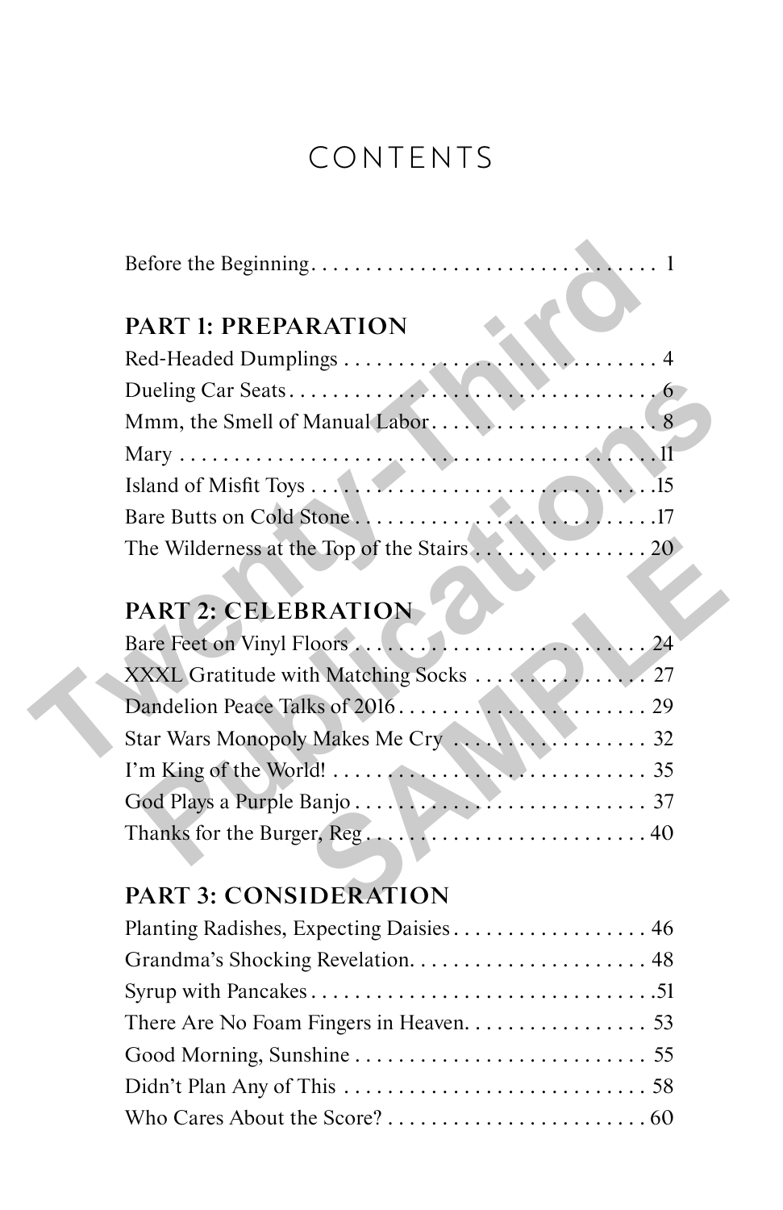# CONTENTS

Before the Beginning . . . . . . . . . . . . . . . . . . . . . . . . . . . . . . . . . 1

## PART 1: PREPARATION

Red-Headed Dumplings . . . . . . . . . . . . . . . . . . . . . . . . . . . . . . 4
Dueling Car Seats . . . . . . . . . . . . . . . . . . . . . . . . . . . . . . . . . . 6
Mmm, the Smell of Manual Labor . . . . . . . . . . . . . . . . . . . . . 8
Mary . . . . . . . . . . . . . . . . . . . . . . . . . . . . . . . . . . . . . . . . . . . 11
Island of Misfit Toys . . . . . . . . . . . . . . . . . . . . . . . . . . . . . . . 15
Bare Butts on Cold Stone . . . . . . . . . . . . . . . . . . . . . . . . . . . 17
The Wilderness at the Top of the Stairs . . . . . . . . . . . . . . . . 20

## PART 2: CELEBRATION

Bare Feet on Vinyl Floors . . . . . . . . . . . . . . . . . . . . . . . . . . . 24
XXXL Gratitude with Matching Socks . . . . . . . . . . . . . . . . 27
Dandelion Peace Talks of 2016 . . . . . . . . . . . . . . . . . . . . . . . 29
Star Wars Monopoly Makes Me Cry . . . . . . . . . . . . . . . . . . 32
I'm King of the World! . . . . . . . . . . . . . . . . . . . . . . . . . . . . . 35
God Plays a Purple Banjo . . . . . . . . . . . . . . . . . . . . . . . . . . . 37
Thanks for the Burger, Reg . . . . . . . . . . . . . . . . . . . . . . . . . . 40

## PART 3: CONSIDERATION

Planting Radishes, Expecting Daisies . . . . . . . . . . . . . . . . . . 46
Grandma's Shocking Revelation . . . . . . . . . . . . . . . . . . . . . . 48
Syrup with Pancakes . . . . . . . . . . . . . . . . . . . . . . . . . . . . . . . 51
There Are No Foam Fingers in Heaven . . . . . . . . . . . . . . . . . 53
Good Morning, Sunshine . . . . . . . . . . . . . . . . . . . . . . . . . . . 55
Didn't Plan Any of This . . . . . . . . . . . . . . . . . . . . . . . . . . . . . 58
Who Cares About the Score? . . . . . . . . . . . . . . . . . . . . . . . . 60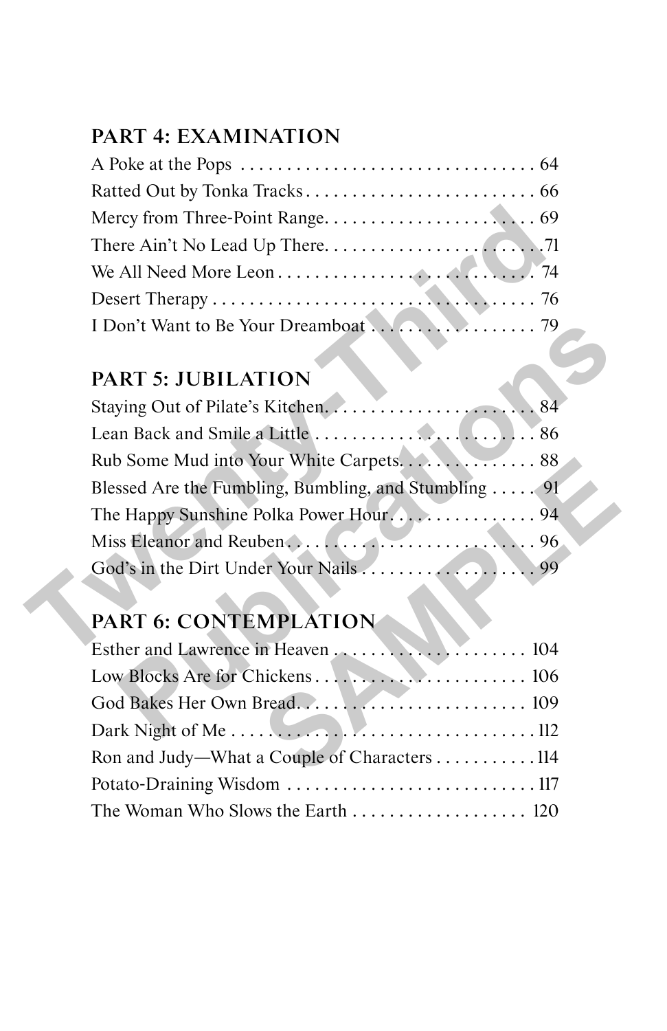## PART 4: EXAMINATION

A Poke at the Pops . . . . . . . . . . . . . . . . . . . . . . . . . . . . . . . . . 64
Ratted Out by Tonka Tracks . . . . . . . . . . . . . . . . . . . . . . . . . 66
Mercy from Three-Point Range. . . . . . . . . . . . . . . . . . . . . . . 69
There Ain't No Lead Up There. . . . . . . . . . . . . . . . . . . . . . . .71
We All Need More Leon . . . . . . . . . . . . . . . . . . . . . . . . . . . . 74
Desert Therapy . . . . . . . . . . . . . . . . . . . . . . . . . . . . . . . . . . . 76
I Don't Want to Be Your Dreamboat . . . . . . . . . . . . . . . . . 79

## PART 5: JUBILATION

Staying Out of Pilate's Kitchen. . . . . . . . . . . . . . . . . . . . . . . 84
Lean Back and Smile a Little . . . . . . . . . . . . . . . . . . . . . . . . 86
Rub Some Mud into Your White Carpets. . . . . . . . . . . . . . . 88
Blessed Are the Fumbling, Bumbling, and Stumbling . . . . . 91
The Happy Sunshine Polka Power Hour. . . . . . . . . . . . . . . . 94
Miss Eleanor and Reuben . . . . . . . . . . . . . . . . . . . . . . . . . . . 96
God's in the Dirt Under Your Nails . . . . . . . . . . . . . . . . . . . 99

## PART 6: CONTEMPLATION

Esther and Lawrence in Heaven . . . . . . . . . . . . . . . . . . . . . 104
Low Blocks Are for Chickens . . . . . . . . . . . . . . . . . . . . . . . 106
God Bakes Her Own Bread. . . . . . . . . . . . . . . . . . . . . . . . . 109
Dark Night of Me . . . . . . . . . . . . . . . . . . . . . . . . . . . . . . . . . 112
Ron and Judy—What a Couple of Characters . . . . . . . . . . . 114
Potato-Draining Wisdom . . . . . . . . . . . . . . . . . . . . . . . . . . . 117
The Woman Who Slows the Earth . . . . . . . . . . . . . . . . . . . 120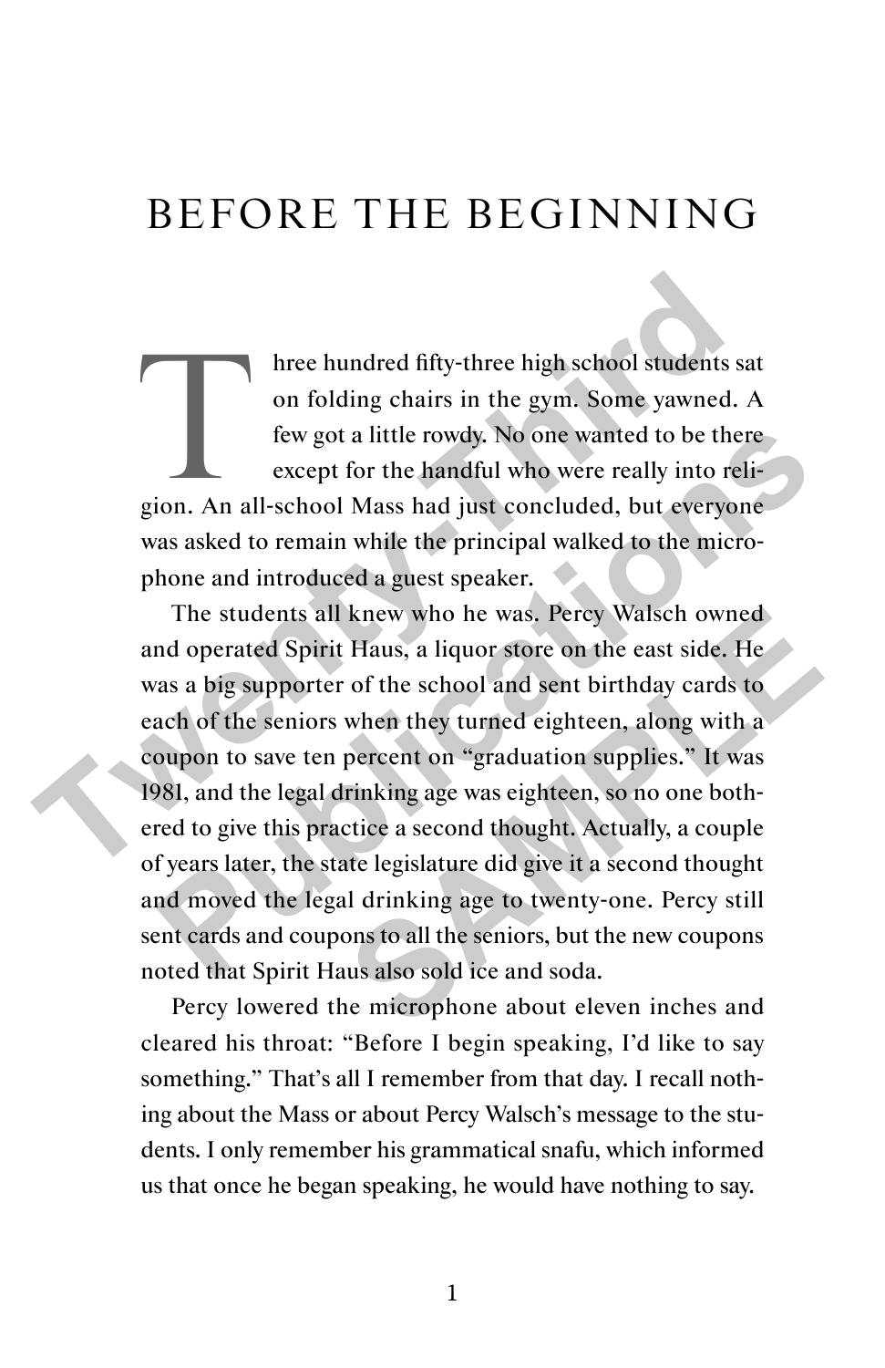# BEFORE THE BEGINNING

Three hundred fifty-three high school students sat on folding chairs in the gym. Some yawned. A few got a little rowdy. No one wanted to be there except for the handful who were really into religion. An all-school Mass had just concluded, but everyone was asked to remain while the principal walked to the microphone and introduced a guest speaker.

The students all knew who he was. Percy Walsch owned and operated Spirit Haus, a liquor store on the east side. He was a big supporter of the school and sent birthday cards to each of the seniors when they turned eighteen, along with a coupon to save ten percent on "graduation supplies." It was 1981, and the legal drinking age was eighteen, so no one bothered to give this practice a second thought. Actually, a couple of years later, the state legislature did give it a second thought and moved the legal drinking age to twenty-one. Percy still sent cards and coupons to all the seniors, but the new coupons noted that Spirit Haus also sold ice and soda.

Percy lowered the microphone about eleven inches and cleared his throat: "Before I begin speaking, I'd like to say something." That's all I remember from that day. I recall nothing about the Mass or about Percy Walsch's message to the students. I only remember his grammatical snafu, which informed us that once he began speaking, he would have nothing to say.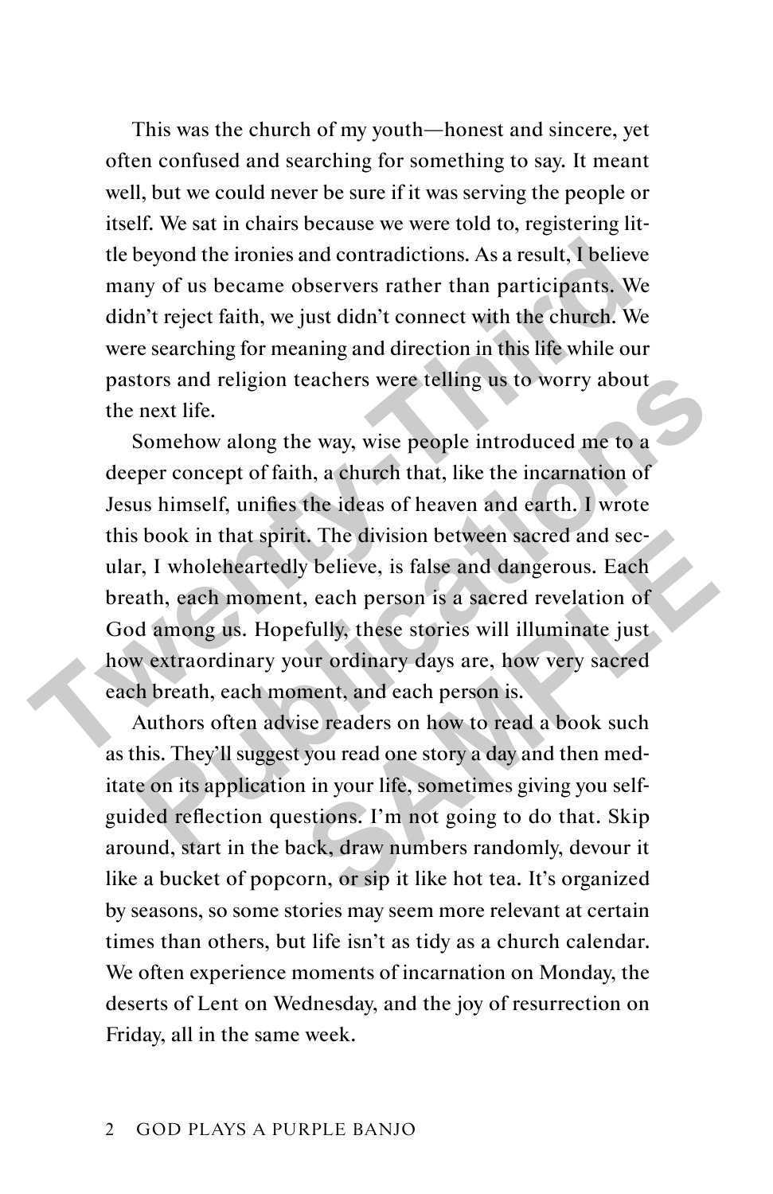This was the church of my youth—honest and sincere, yet often confused and searching for something to say. It meant well, but we could never be sure if it was serving the people or itself. We sat in chairs because we were told to, registering little beyond the ironies and contradictions. As a result, I believe many of us became observers rather than participants. We didn't reject faith, we just didn't connect with the church. We were searching for meaning and direction in this life while our pastors and religion teachers were telling us to worry about the next life.

Somehow along the way, wise people introduced me to a deeper concept of faith, a church that, like the incarnation of Jesus himself, unifies the ideas of heaven and earth. I wrote this book in that spirit. The division between sacred and secular, I wholeheartedly believe, is false and dangerous. Each breath, each moment, each person is a sacred revelation of God among us. Hopefully, these stories will illuminate just how extraordinary your ordinary days are, how very sacred each breath, each moment, and each person is.

Authors often advise readers on how to read a book such as this. They'll suggest you read one story a day and then meditate on its application in your life, sometimes giving you self-guided reflection questions. I'm not going to do that. Skip around, start in the back, draw numbers randomly, devour it like a bucket of popcorn, or sip it like hot tea. It's organized by seasons, so some stories may seem more relevant at certain times than others, but life isn't as tidy as a church calendar. We often experience moments of incarnation on Monday, the deserts of Lent on Wednesday, and the joy of resurrection on Friday, all in the same week.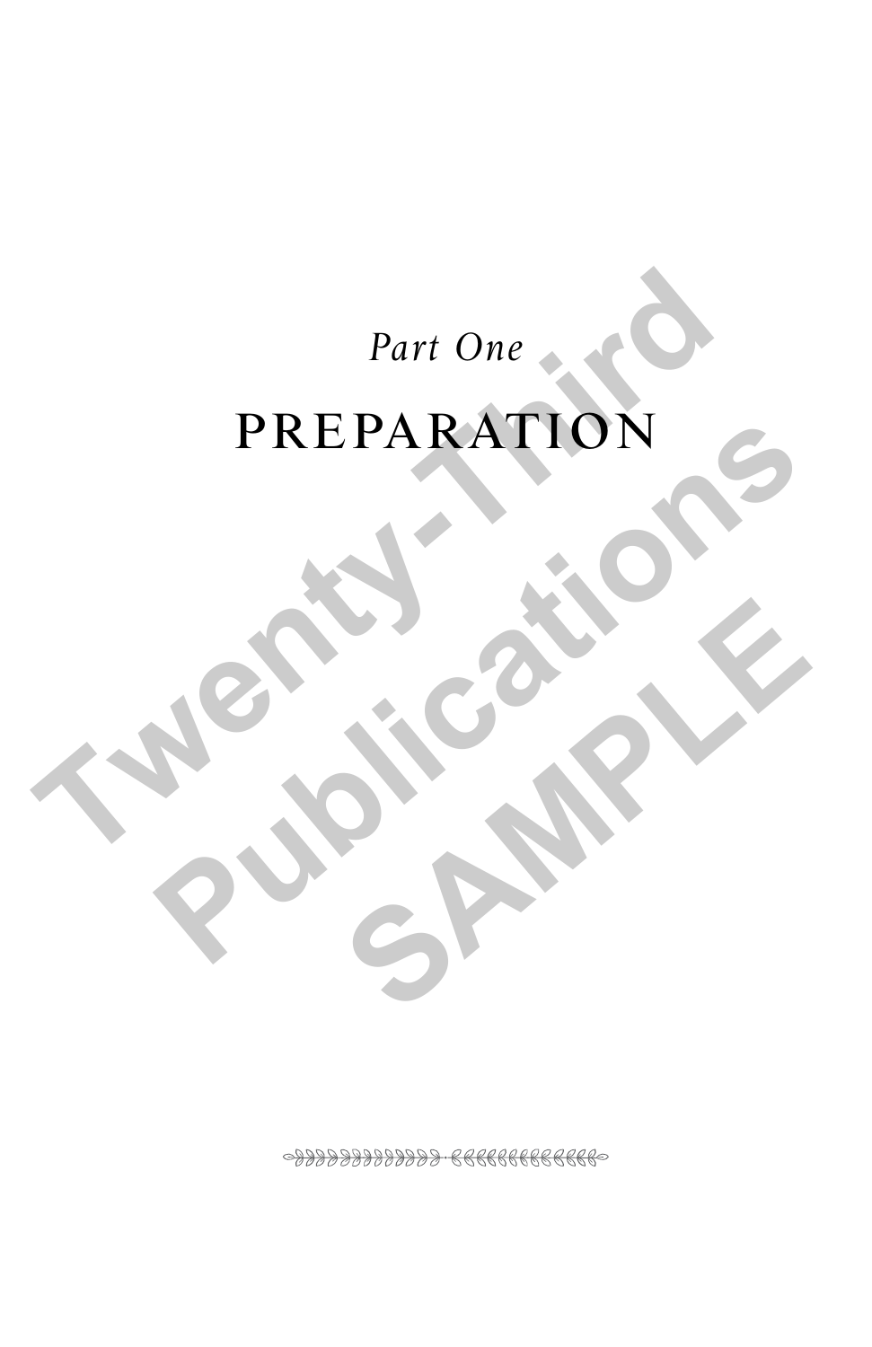*Part One*

# PREPARATION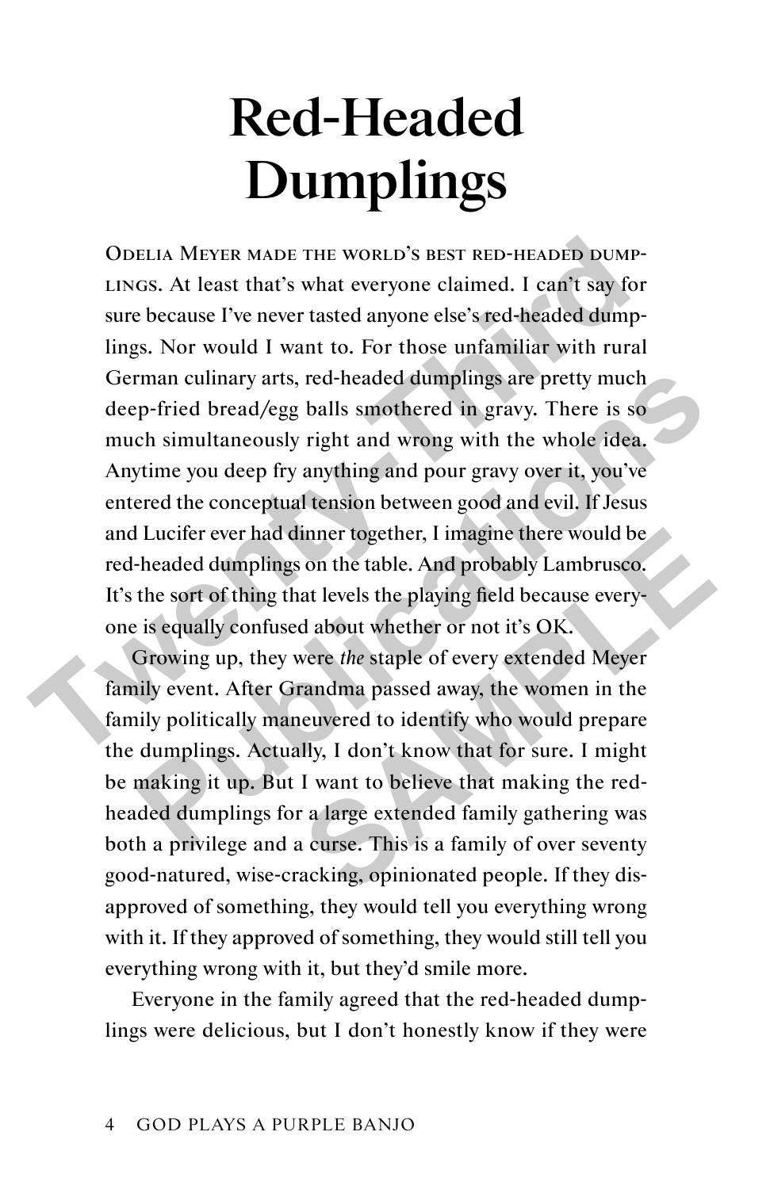# Red-Headed Dumplings

Odelia Meyer made the world's best red-headed dumplings. At least that's what everyone claimed. I can't say for sure because I've never tasted anyone else's red-headed dumplings. Nor would I want to. For those unfamiliar with rural German culinary arts, red-headed dumplings are pretty much deep-fried bread/egg balls smothered in gravy. There is so much simultaneously right and wrong with the whole idea. Anytime you deep fry anything and pour gravy over it, you've entered the conceptual tension between good and evil. If Jesus and Lucifer ever had dinner together, I imagine there would be red-headed dumplings on the table. And probably Lambrusco. It's the sort of thing that levels the playing field because everyone is equally confused about whether or not it's OK.

Growing up, they were *the* staple of every extended Meyer family event. After Grandma passed away, the women in the family politically maneuvered to identify who would prepare the dumplings. Actually, I don't know that for sure. I might be making it up. But I want to believe that making the red-headed dumplings for a large extended family gathering was both a privilege and a curse. This is a family of over seventy good-natured, wise-cracking, opinionated people. If they disapproved of something, they would tell you everything wrong with it. If they approved of something, they would still tell you everything wrong with it, but they'd smile more.

Everyone in the family agreed that the red-headed dumplings were delicious, but I don't honestly know if they were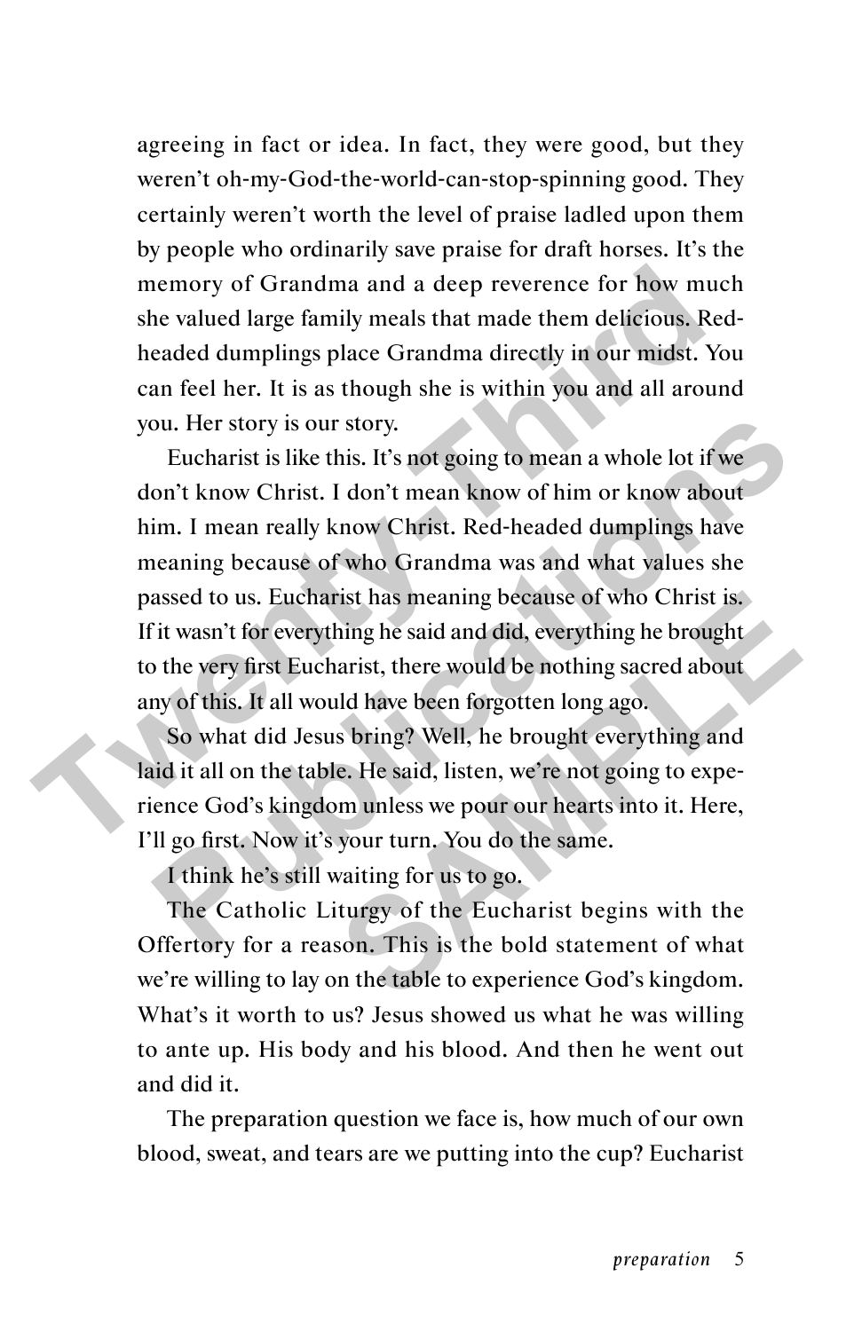agreeing in fact or idea. In fact, they were good, but they weren't oh-my-God-the-world-can-stop-spinning good. They certainly weren't worth the level of praise ladled upon them by people who ordinarily save praise for draft horses. It's the memory of Grandma and a deep reverence for how much she valued large family meals that made them delicious. Red-headed dumplings place Grandma directly in our midst. You can feel her. It is as though she is within you and all around you. Her story is our story.

Eucharist is like this. It's not going to mean a whole lot if we don't know Christ. I don't mean know of him or know about him. I mean really know Christ. Red-headed dumplings have meaning because of who Grandma was and what values she passed to us. Eucharist has meaning because of who Christ is. If it wasn't for everything he said and did, everything he brought to the very first Eucharist, there would be nothing sacred about any of this. It all would have been forgotten long ago.

So what did Jesus bring? Well, he brought everything and laid it all on the table. He said, listen, we're not going to experience God's kingdom unless we pour our hearts into it. Here, I'll go first. Now it's your turn. You do the same.

I think he's still waiting for us to go.

The Catholic Liturgy of the Eucharist begins with the Offertory for a reason. This is the bold statement of what we're willing to lay on the table to experience God's kingdom. What's it worth to us? Jesus showed us what he was willing to ante up. His body and his blood. And then he went out and did it.

The preparation question we face is, how much of our own blood, sweat, and tears are we putting into the cup? Eucharist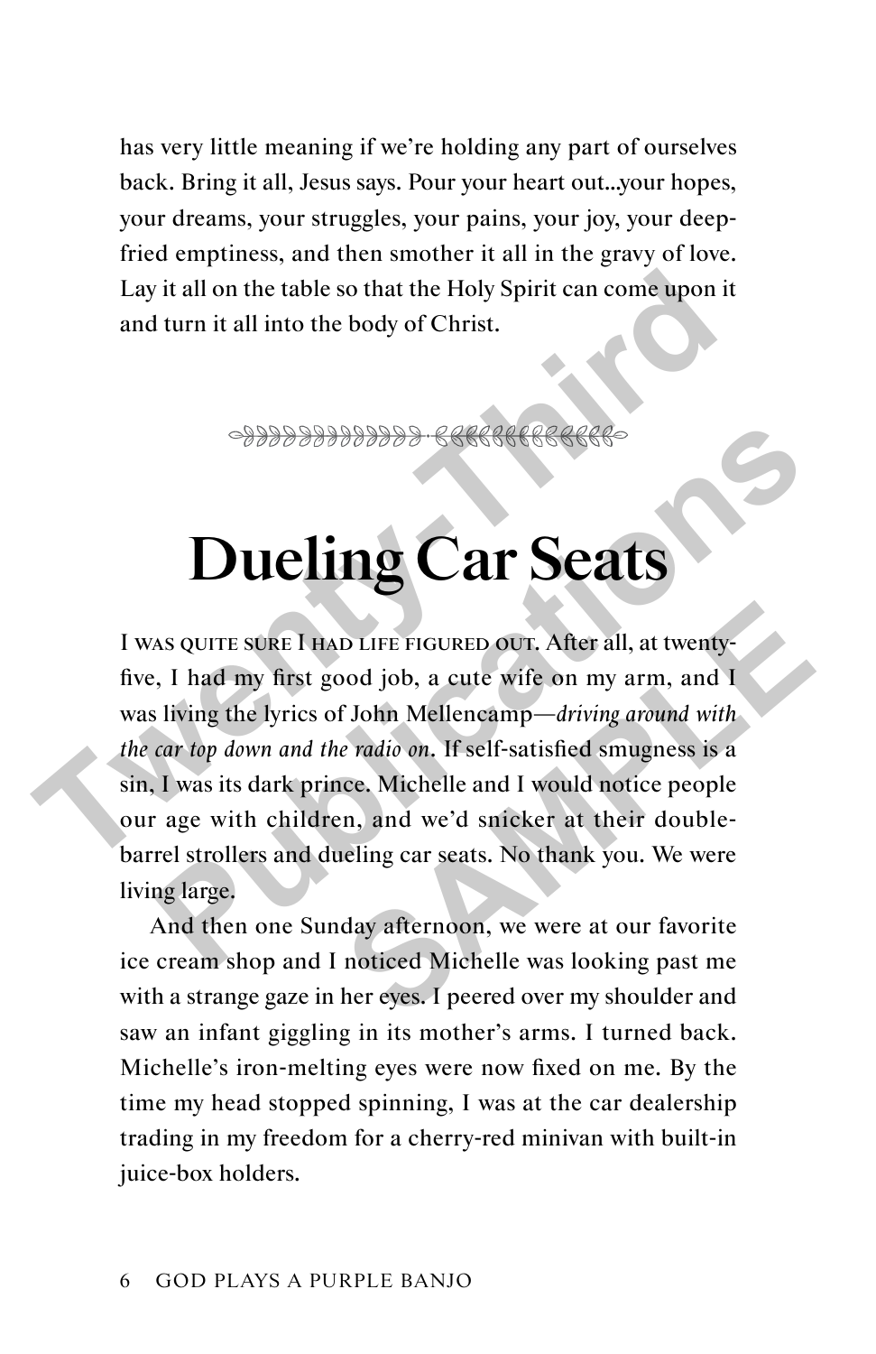has very little meaning if we're holding any part of ourselves back. Bring it all, Jesus says. Pour your heart out...your hopes, your dreams, your struggles, your pains, your joy, your deep-fried emptiness, and then smother it all in the gravy of love. Lay it all on the table so that the Holy Spirit can come upon it and turn it all into the body of Christ.

# Dueling Car Seats

I was quite sure I had life figured out. After all, at twenty-five, I had my first good job, a cute wife on my arm, and I was living the lyrics of John Mellencamp—*driving around with the car top down and the radio on*. If self-satisfied smugness is a sin, I was its dark prince. Michelle and I would notice people our age with children, and we'd snicker at their double-barrel strollers and dueling car seats. No thank you. We were living large.

And then one Sunday afternoon, we were at our favorite ice cream shop and I noticed Michelle was looking past me with a strange gaze in her eyes. I peered over my shoulder and saw an infant giggling in its mother's arms. I turned back. Michelle's iron-melting eyes were now fixed on me. By the time my head stopped spinning, I was at the car dealership trading in my freedom for a cherry-red minivan with built-in juice-box holders.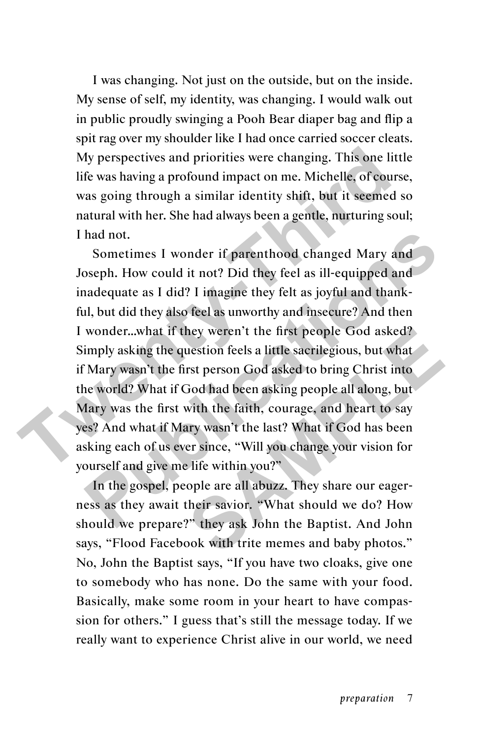I was changing. Not just on the outside, but on the inside. My sense of self, my identity, was changing. I would walk out in public proudly swinging a Pooh Bear diaper bag and flip a spit rag over my shoulder like I had once carried soccer cleats. My perspectives and priorities were changing. This one little life was having a profound impact on me. Michelle, of course, was going through a similar identity shift, but it seemed so natural with her. She had always been a gentle, nurturing soul; I had not.

Sometimes I wonder if parenthood changed Mary and Joseph. How could it not? Did they feel as ill-equipped and inadequate as I did? I imagine they felt as joyful and thankful, but did they also feel as unworthy and insecure? And then I wonder...what if they weren't the first people God asked? Simply asking the question feels a little sacrilegious, but what if Mary wasn't the first person God asked to bring Christ into the world? What if God had been asking people all along, but Mary was the first with the faith, courage, and heart to say yes? And what if Mary wasn't the last? What if God has been asking each of us ever since, "Will you change your vision for yourself and give me life within you?"

In the gospel, people are all abuzz. They share our eagerness as they await their savior. "What should we do? How should we prepare?" they ask John the Baptist. And John says, "Flood Facebook with trite memes and baby photos." No, John the Baptist says, "If you have two cloaks, give one to somebody who has none. Do the same with your food. Basically, make some room in your heart to have compassion for others." I guess that's still the message today. If we really want to experience Christ alive in our world, we need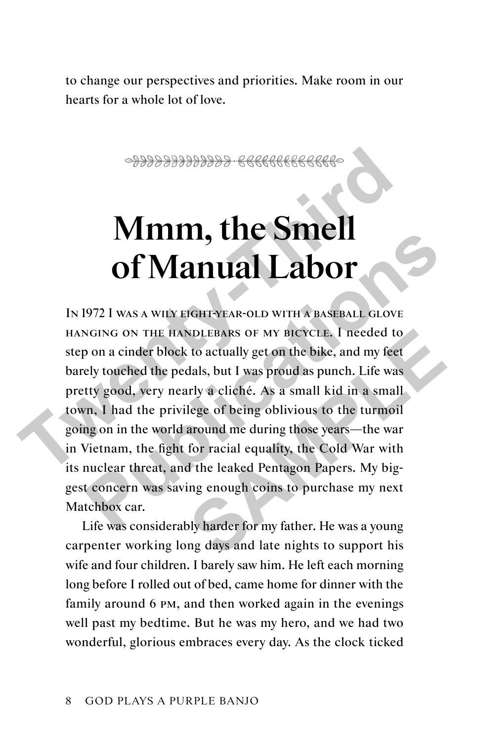to change our perspectives and priorities. Make room in our hearts for a whole lot of love.

# Mmm, the Smell of Manual Labor

In 1972 I was a wily eight-year-old with a baseball glove hanging on the handlebars of my bicycle. I needed to step on a cinder block to actually get on the bike, and my feet barely touched the pedals, but I was proud as punch. Life was pretty good, very nearly a cliché. As a small kid in a small town, I had the privilege of being oblivious to the turmoil going on in the world around me during those years—the war in Vietnam, the fight for racial equality, the Cold War with its nuclear threat, and the leaked Pentagon Papers. My biggest concern was saving enough coins to purchase my next Matchbox car.

Life was considerably harder for my father. He was a young carpenter working long days and late nights to support his wife and four children. I barely saw him. He left each morning long before I rolled out of bed, came home for dinner with the family around 6 PM, and then worked again in the evenings well past my bedtime. But he was my hero, and we had two wonderful, glorious embraces every day. As the clock ticked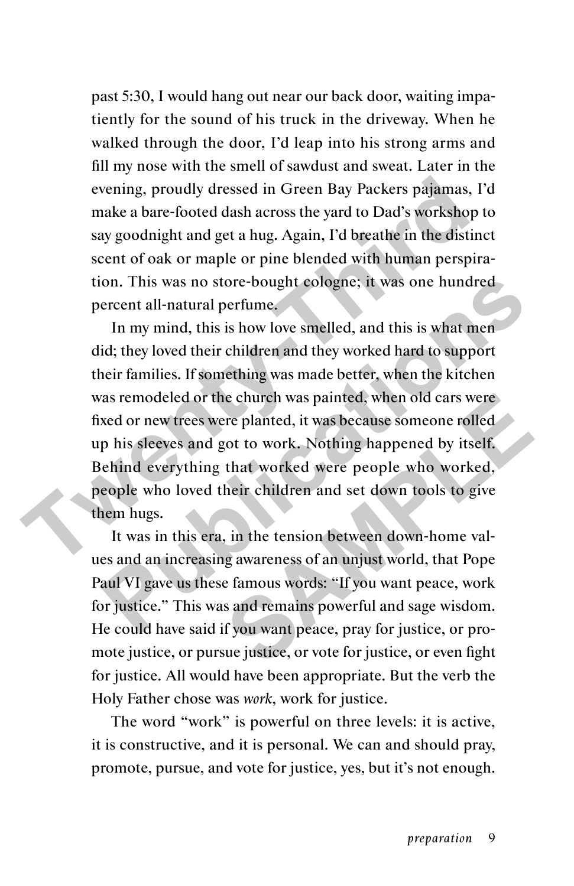past 5:30, I would hang out near our back door, waiting impatiently for the sound of his truck in the driveway. When he walked through the door, I'd leap into his strong arms and fill my nose with the smell of sawdust and sweat. Later in the evening, proudly dressed in Green Bay Packers pajamas, I'd make a bare-footed dash across the yard to Dad's workshop to say goodnight and get a hug. Again, I'd breathe in the distinct scent of oak or maple or pine blended with human perspiration. This was no store-bought cologne; it was one hundred percent all-natural perfume.

In my mind, this is how love smelled, and this is what men did; they loved their children and they worked hard to support their families. If something was made better, when the kitchen was remodeled or the church was painted, when old cars were fixed or new trees were planted, it was because someone rolled up his sleeves and got to work. Nothing happened by itself. Behind everything that worked were people who worked, people who loved their children and set down tools to give them hugs.

It was in this era, in the tension between down-home values and an increasing awareness of an unjust world, that Pope Paul VI gave us these famous words: "If you want peace, work for justice." This was and remains powerful and sage wisdom. He could have said if you want peace, pray for justice, or promote justice, or pursue justice, or vote for justice, or even fight for justice. All would have been appropriate. But the verb the Holy Father chose was *work*, work for justice.

The word "work" is powerful on three levels: it is active, it is constructive, and it is personal. We can and should pray, promote, pursue, and vote for justice, yes, but it's not enough.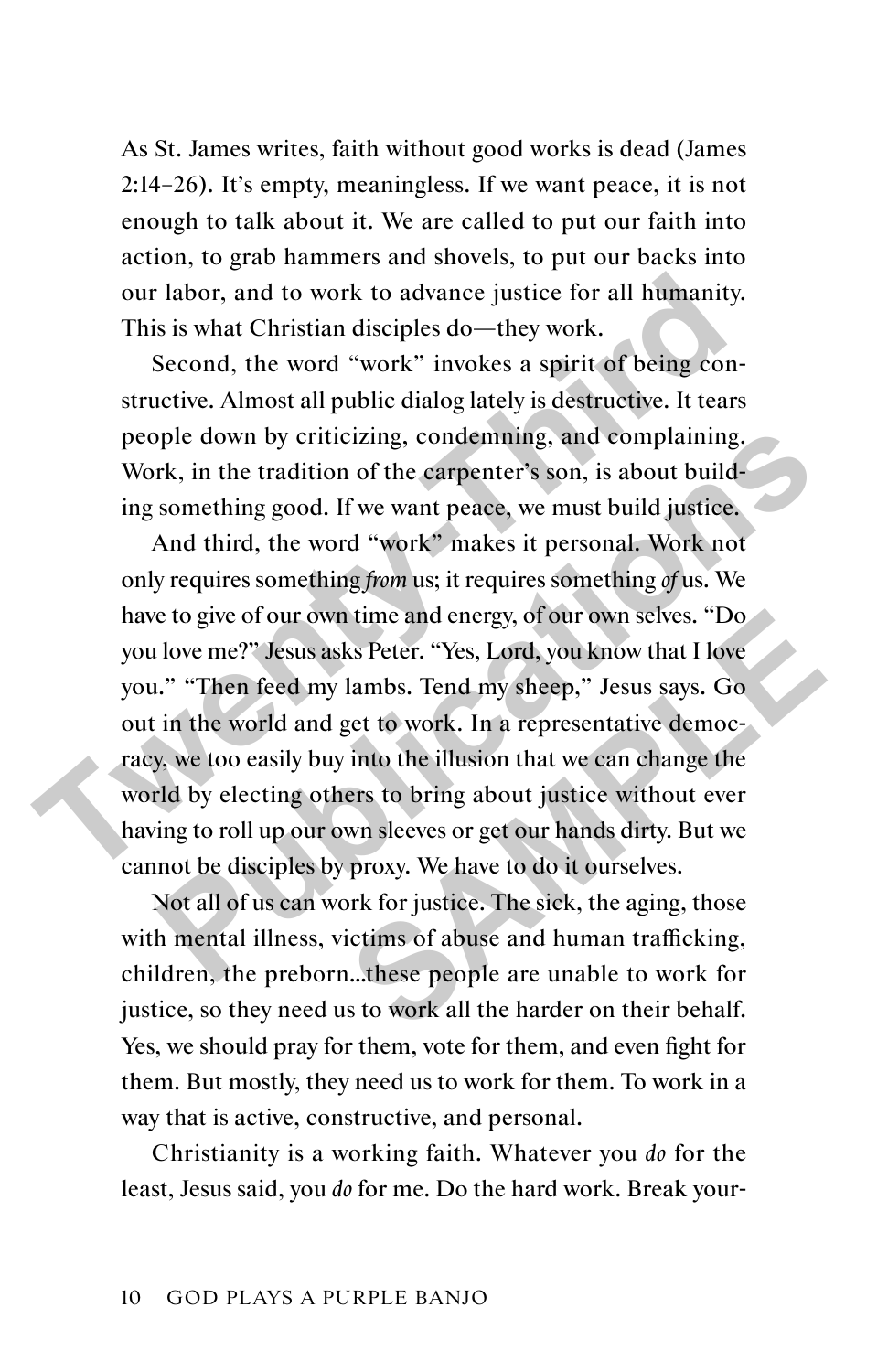As St. James writes, faith without good works is dead (James 2:14–26). It's empty, meaningless. If we want peace, it is not enough to talk about it. We are called to put our faith into action, to grab hammers and shovels, to put our backs into our labor, and to work to advance justice for all humanity. This is what Christian disciples do—they work.

Second, the word "work" invokes a spirit of being constructive. Almost all public dialog lately is destructive. It tears people down by criticizing, condemning, and complaining. Work, in the tradition of the carpenter's son, is about building something good. If we want peace, we must build justice.

And third, the word "work" makes it personal. Work not only requires something *from* us; it requires something *of* us. We have to give of our own time and energy, of our own selves. "Do you love me?" Jesus asks Peter. "Yes, Lord, you know that I love you." "Then feed my lambs. Tend my sheep," Jesus says. Go out in the world and get to work. In a representative democracy, we too easily buy into the illusion that we can change the world by electing others to bring about justice without ever having to roll up our own sleeves or get our hands dirty. But we cannot be disciples by proxy. We have to do it ourselves.

Not all of us can work for justice. The sick, the aging, those with mental illness, victims of abuse and human trafficking, children, the preborn...these people are unable to work for justice, so they need us to work all the harder on their behalf. Yes, we should pray for them, vote for them, and even fight for them. But mostly, they need us to work for them. To work in a way that is active, constructive, and personal.

Christianity is a working faith. Whatever you *do* for the least, Jesus said, you *do* for me. Do the hard work. Break your-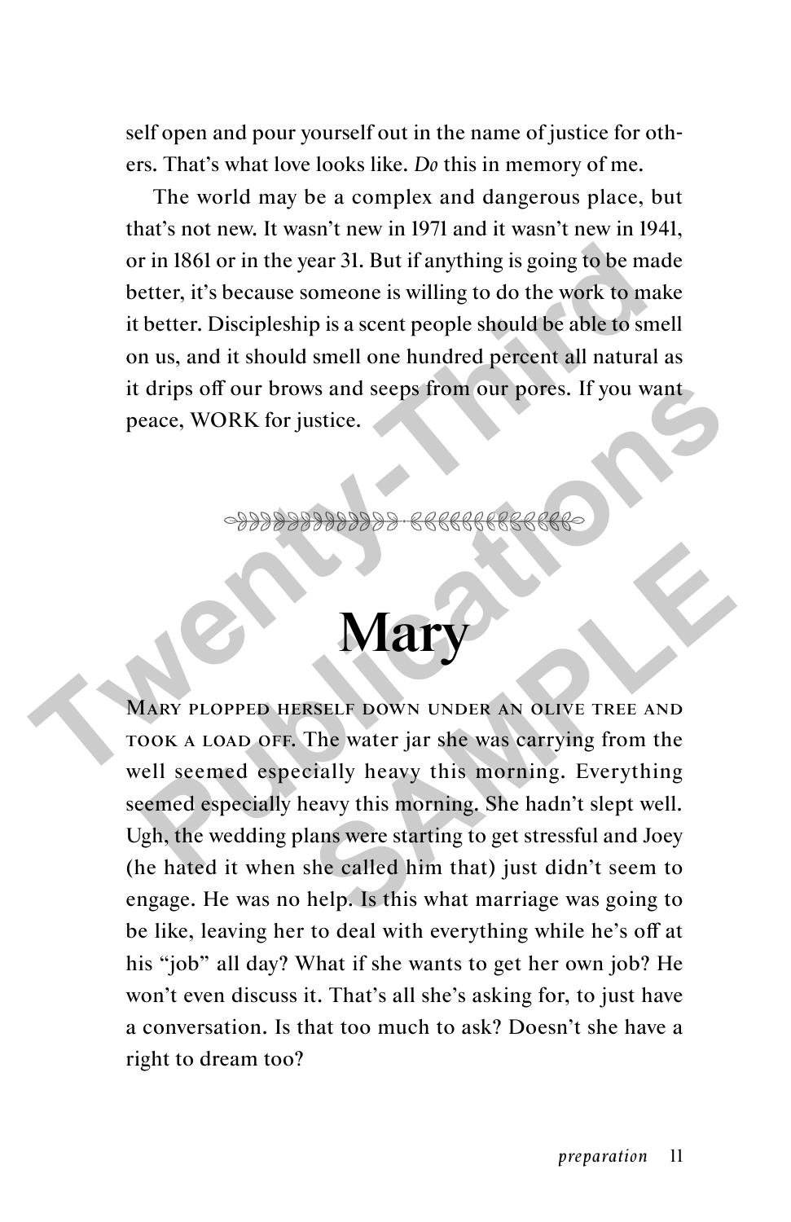self open and pour yourself out in the name of justice for others. That's what love looks like. *Do* this in memory of me.

The world may be a complex and dangerous place, but that's not new. It wasn't new in 1971 and it wasn't new in 1941, or in 1861 or in the year 31. But if anything is going to be made better, it's because someone is willing to do the work to make it better. Discipleship is a scent people should be able to smell on us, and it should smell one hundred percent all natural as it drips off our brows and seeps from our pores. If you want peace, WORK for justice.

# Mary

Mary plopped herself down under an olive tree and took a load off. The water jar she was carrying from the well seemed especially heavy this morning. Everything seemed especially heavy this morning. She hadn't slept well. Ugh, the wedding plans were starting to get stressful and Joey (he hated it when she called him that) just didn't seem to engage. He was no help. Is this what marriage was going to be like, leaving her to deal with everything while he's off at his "job" all day? What if she wants to get her own job? He won't even discuss it. That's all she's asking for, to just have a conversation. Is that too much to ask? Doesn't she have a right to dream too?